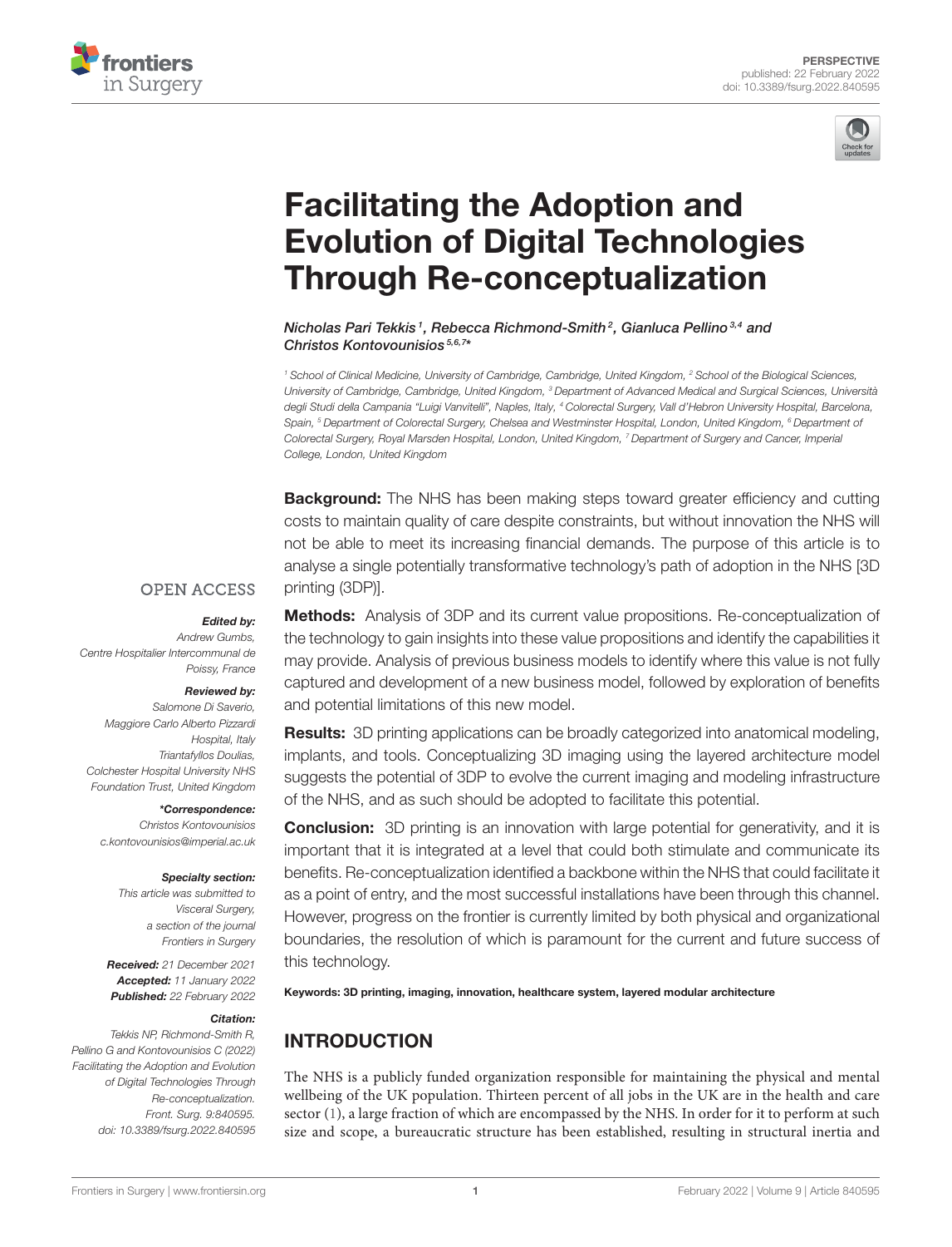PERSPECTIVE
published: 22 February 2022
doi: 10.3389/fsurg.2022.840595

# Facilitating the Adoption and Evolution of Digital Technologies Through Re-conceptualization

*Nicholas Pari Tekkis[1], Rebecca Richmond-Smith[2], Gianluca Pellino[3,4] and Christos Kontovounisios[5,6,7]**

[1] School of Clinical Medicine, University of Cambridge, Cambridge, United Kingdom, [2] School of the Biological Sciences, University of Cambridge, Cambridge, United Kingdom, [3] Department of Advanced Medical and Surgical Sciences, Università degli Studi della Campania "Luigi Vanvitelli", Naples, Italy, [4] Colorectal Surgery, Vall d'Hebron University Hospital, Barcelona, Spain, [5] Department of Colorectal Surgery, Chelsea and Westminster Hospital, London, United Kingdom, [6] Department of Colorectal Surgery, Royal Marsden Hospital, London, United Kingdom, [7] Department of Surgery and Cancer, Imperial College, London, United Kingdom

OPEN ACCESS

***Edited by:***
*Andrew Gumbs, Centre Hospitalier Intercommunal de Poissy, France*

***Reviewed by:***
*Salomone Di Saverio, Maggiore Carlo Alberto Pizzardi Hospital, Italy*
*Triantafyllos Doulias, Colchester Hospital University NHS Foundation Trust, United Kingdom*

***\*Correspondence:***
*Christos Kontovounisios*
*c.kontovounisios@imperial.ac.uk*

***Specialty section:***
*This article was submitted to Visceral Surgery, a section of the journal Frontiers in Surgery*

***Received:*** *21 December 2021*
***Accepted:*** *11 January 2022*
***Published:*** *22 February 2022*

***Citation:***
*Tekkis NP, Richmond-Smith R, Pellino G and Kontovounisios C (2022) Facilitating the Adoption and Evolution of Digital Technologies Through Re-conceptualization. Front. Surg. 9:840595. doi: 10.3389/fsurg.2022.840595*

**Background:** The NHS has been making steps toward greater efficiency and cutting costs to maintain quality of care despite constraints, but without innovation the NHS will not be able to meet its increasing financial demands. The purpose of this article is to analyse a single potentially transformative technology's path of adoption in the NHS [3D printing (3DP)].

**Methods:** Analysis of 3DP and its current value propositions. Re-conceptualization of the technology to gain insights into these value propositions and identify the capabilities it may provide. Analysis of previous business models to identify where this value is not fully captured and development of a new business model, followed by exploration of benefits and potential limitations of this new model.

**Results:** 3D printing applications can be broadly categorized into anatomical modeling, implants, and tools. Conceptualizing 3D imaging using the layered architecture model suggests the potential of 3DP to evolve the current imaging and modeling infrastructure of the NHS, and as such should be adopted to facilitate this potential.

**Conclusion:** 3D printing is an innovation with large potential for generativity, and it is important that it is integrated at a level that could both stimulate and communicate its benefits. Re-conceptualization identified a backbone within the NHS that could facilitate it as a point of entry, and the most successful installations have been through this channel. However, progress on the frontier is currently limited by both physical and organizational boundaries, the resolution of which is paramount for the current and future success of this technology.

**Keywords: 3D printing, imaging, innovation, healthcare system, layered modular architecture**

## INTRODUCTION

The NHS is a publicly funded organization responsible for maintaining the physical and mental wellbeing of the UK population. Thirteen percent of all jobs in the UK are in the health and care sector (1), a large fraction of which are encompassed by the NHS. In order for it to perform at such size and scope, a bureaucratic structure has been established, resulting in structural inertia and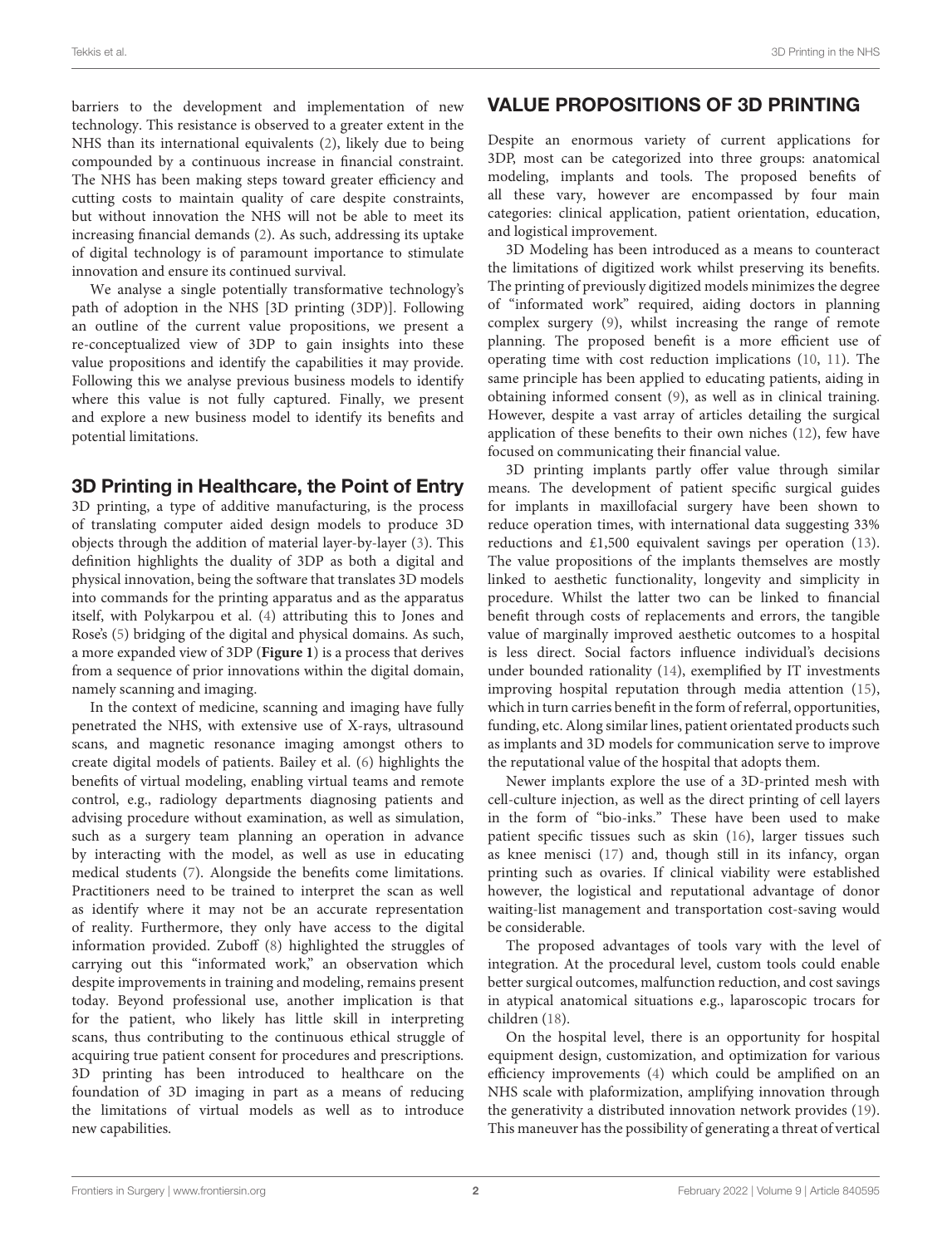barriers to the development and implementation of new technology. This resistance is observed to a greater extent in the NHS than its international equivalents (2), likely due to being compounded by a continuous increase in financial constraint. The NHS has been making steps toward greater efficiency and cutting costs to maintain quality of care despite constraints, but without innovation the NHS will not be able to meet its increasing financial demands (2). As such, addressing its uptake of digital technology is of paramount importance to stimulate innovation and ensure its continued survival.

We analyse a single potentially transformative technology's path of adoption in the NHS [3D printing (3DP)]. Following an outline of the current value propositions, we present a re-conceptualized view of 3DP to gain insights into these value propositions and identify the capabilities it may provide. Following this we analyse previous business models to identify where this value is not fully captured. Finally, we present and explore a new business model to identify its benefits and potential limitations.

### 3D Printing in Healthcare, the Point of Entry

3D printing, a type of additive manufacturing, is the process of translating computer aided design models to produce 3D objects through the addition of material layer-by-layer (3). This definition highlights the duality of 3DP as both a digital and physical innovation, being the software that translates 3D models into commands for the printing apparatus and as the apparatus itself, with Polykarpou et al. (4) attributing this to Jones and Rose's (5) bridging of the digital and physical domains. As such, a more expanded view of 3DP (**Figure 1**) is a process that derives from a sequence of prior innovations within the digital domain, namely scanning and imaging.

In the context of medicine, scanning and imaging have fully penetrated the NHS, with extensive use of X-rays, ultrasound scans, and magnetic resonance imaging amongst others to create digital models of patients. Bailey et al. (6) highlights the benefits of virtual modeling, enabling virtual teams and remote control, e.g., radiology departments diagnosing patients and advising procedure without examination, as well as simulation, such as a surgery team planning an operation in advance by interacting with the model, as well as use in educating medical students (7). Alongside the benefits come limitations. Practitioners need to be trained to interpret the scan as well as identify where it may not be an accurate representation of reality. Furthermore, they only have access to the digital information provided. Zuboff (8) highlighted the struggles of carrying out this "informated work," an observation which despite improvements in training and modeling, remains present today. Beyond professional use, another implication is that for the patient, who likely has little skill in interpreting scans, thus contributing to the continuous ethical struggle of acquiring true patient consent for procedures and prescriptions. 3D printing has been introduced to healthcare on the foundation of 3D imaging in part as a means of reducing the limitations of virtual models as well as to introduce new capabilities.

## VALUE PROPOSITIONS OF 3D PRINTING

Despite an enormous variety of current applications for 3DP, most can be categorized into three groups: anatomical modeling, implants and tools. The proposed benefits of all these vary, however are encompassed by four main categories: clinical application, patient orientation, education, and logistical improvement.

3D Modeling has been introduced as a means to counteract the limitations of digitized work whilst preserving its benefits. The printing of previously digitized models minimizes the degree of "informated work" required, aiding doctors in planning complex surgery (9), whilst increasing the range of remote planning. The proposed benefit is a more efficient use of operating time with cost reduction implications (10, 11). The same principle has been applied to educating patients, aiding in obtaining informed consent (9), as well as in clinical training. However, despite a vast array of articles detailing the surgical application of these benefits to their own niches (12), few have focused on communicating their financial value.

3D printing implants partly offer value through similar means. The development of patient specific surgical guides for implants in maxillofacial surgery have been shown to reduce operation times, with international data suggesting 33% reductions and £1,500 equivalent savings per operation (13). The value propositions of the implants themselves are mostly linked to aesthetic functionality, longevity and simplicity in procedure. Whilst the latter two can be linked to financial benefit through costs of replacements and errors, the tangible value of marginally improved aesthetic outcomes to a hospital is less direct. Social factors influence individual's decisions under bounded rationality (14), exemplified by IT investments improving hospital reputation through media attention (15), which in turn carries benefit in the form of referral, opportunities, funding, etc. Along similar lines, patient orientated products such as implants and 3D models for communication serve to improve the reputational value of the hospital that adopts them.

Newer implants explore the use of a 3D-printed mesh with cell-culture injection, as well as the direct printing of cell layers in the form of "bio-inks." These have been used to make patient specific tissues such as skin (16), larger tissues such as knee menisci (17) and, though still in its infancy, organ printing such as ovaries. If clinical viability were established however, the logistical and reputational advantage of donor waiting-list management and transportation cost-saving would be considerable.

The proposed advantages of tools vary with the level of integration. At the procedural level, custom tools could enable better surgical outcomes, malfunction reduction, and cost savings in atypical anatomical situations e.g., laparoscopic trocars for children (18).

On the hospital level, there is an opportunity for hospital equipment design, customization, and optimization for various efficiency improvements (4) which could be amplified on an NHS scale with plaformization, amplifying innovation through the generativity a distributed innovation network provides (19). This maneuver has the possibility of generating a threat of vertical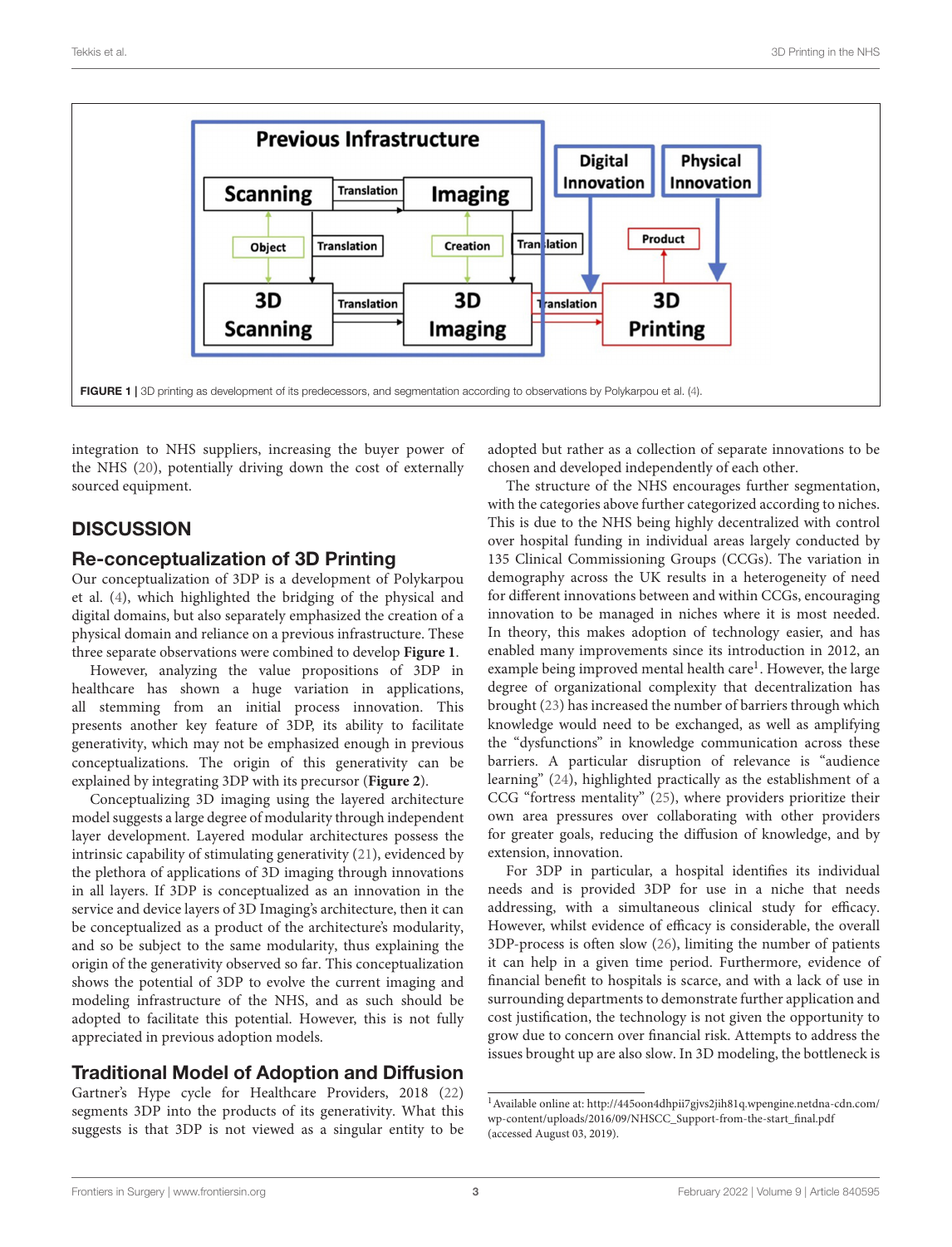FIGURE 1 | 3D printing as development of its predecessors, and segmentation according to observations by Polykarpou et al. (4).

integration to NHS suppliers, increasing the buyer power of the NHS (20), potentially driving down the cost of externally sourced equipment.

## DISCUSSION

### Re-conceptualization of 3D Printing

Our conceptualization of 3DP is a development of Polykarpou et al. (4), which highlighted the bridging of the physical and digital domains, but also separately emphasized the creation of a physical domain and reliance on a previous infrastructure. These three separate observations were combined to develop **Figure 1**.

However, analyzing the value propositions of 3DP in healthcare has shown a huge variation in applications, all stemming from an initial process innovation. This presents another key feature of 3DP, its ability to facilitate generativity, which may not be emphasized enough in previous conceptualizations. The origin of this generativity can be explained by integrating 3DP with its precursor (**Figure 2**).

Conceptualizing 3D imaging using the layered architecture model suggests a large degree of modularity through independent layer development. Layered modular architectures possess the intrinsic capability of stimulating generativity (21), evidenced by the plethora of applications of 3D imaging through innovations in all layers. If 3DP is conceptualized as an innovation in the service and device layers of 3D Imaging's architecture, then it can be conceptualized as a product of the architecture's modularity, and so be subject to the same modularity, thus explaining the origin of the generativity observed so far. This conceptualization shows the potential of 3DP to evolve the current imaging and modeling infrastructure of the NHS, and as such should be adopted to facilitate this potential. However, this is not fully appreciated in previous adoption models.

### Traditional Model of Adoption and Diffusion

Gartner's Hype cycle for Healthcare Providers, 2018 (22) segments 3DP into the products of its generativity. What this suggests is that 3DP is not viewed as a singular entity to be adopted but rather as a collection of separate innovations to be chosen and developed independently of each other.

The structure of the NHS encourages further segmentation, with the categories above further categorized according to niches. This is due to the NHS being highly decentralized with control over hospital funding in individual areas largely conducted by 135 Clinical Commissioning Groups (CCGs). The variation in demography across the UK results in a heterogeneity of need for different innovations between and within CCGs, encouraging innovation to be managed in niches where it is most needed. In theory, this makes adoption of technology easier, and has enabled many improvements since its introduction in 2012, an example being improved mental health care[1]. However, the large degree of organizational complexity that decentralization has brought (23) has increased the number of barriers through which knowledge would need to be exchanged, as well as amplifying the "dysfunctions" in knowledge communication across these barriers. A particular disruption of relevance is "audience learning" (24), highlighted practically as the establishment of a CCG "fortress mentality" (25), where providers prioritize their own area pressures over collaborating with other providers for greater goals, reducing the diffusion of knowledge, and by extension, innovation.

For 3DP in particular, a hospital identifies its individual needs and is provided 3DP for use in a niche that needs addressing, with a simultaneous clinical study for efficacy. However, whilst evidence of efficacy is considerable, the overall 3DP-process is often slow (26), limiting the number of patients it can help in a given time period. Furthermore, evidence of financial benefit to hospitals is scarce, and with a lack of use in surrounding departments to demonstrate further application and cost justification, the technology is not given the opportunity to grow due to concern over financial risk. Attempts to address the issues brought up are also slow. In 3D modeling, the bottleneck is

[1] Available online at: http://445oon4dhpii7gjvs2jih81q.wpengine.netdna-cdn.com/wp-content/uploads/2016/09/NHSCC_Support-from-the-start_final.pdf (accessed August 03, 2019).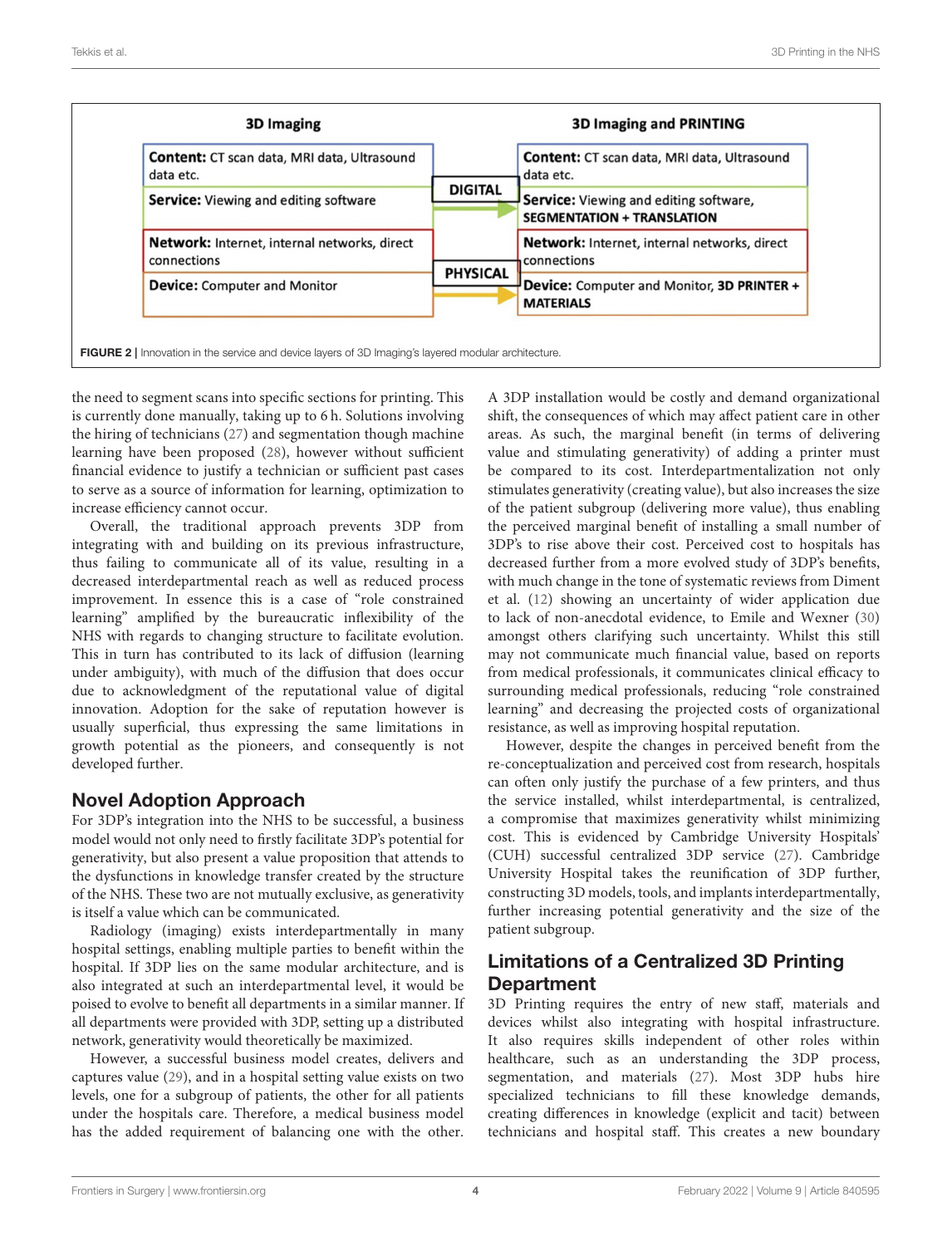| 3D Imaging | | 3D Imaging and PRINTING |
|---|---|---|
| **Content:** CT scan data, MRI data, Ultrasound data etc. | DIGITAL | **Content:** CT scan data, MRI data, Ultrasound data etc. |
| **Service:** Viewing and editing software | | **Service:** Viewing and editing software, **SEGMENTATION + TRANSLATION** |
| **Network:** Internet, internal networks, direct connections | PHYSICAL | **Network:** Internet, internal networks, direct connections |
| **Device:** Computer and Monitor | | **Device:** Computer and Monitor, **3D PRINTER + MATERIALS** |

**FIGURE 2** | Innovation in the service and device layers of 3D Imaging's layered modular architecture.

the need to segment scans into specific sections for printing. This is currently done manually, taking up to 6 h. Solutions involving the hiring of technicians (27) and segmentation though machine learning have been proposed (28), however without sufficient financial evidence to justify a technician or sufficient past cases to serve as a source of information for learning, optimization to increase efficiency cannot occur.

Overall, the traditional approach prevents 3DP from integrating with and building on its previous infrastructure, thus failing to communicate all of its value, resulting in a decreased interdepartmental reach as well as reduced process improvement. In essence this is a case of "role constrained learning" amplified by the bureaucratic inflexibility of the NHS with regards to changing structure to facilitate evolution. This in turn has contributed to its lack of diffusion (learning under ambiguity), with much of the diffusion that does occur due to acknowledgment of the reputational value of digital innovation. Adoption for the sake of reputation however is usually superficial, thus expressing the same limitations in growth potential as the pioneers, and consequently is not developed further.

## Novel Adoption Approach

For 3DP's integration into the NHS to be successful, a business model would not only need to firstly facilitate 3DP's potential for generativity, but also present a value proposition that attends to the dysfunctions in knowledge transfer created by the structure of the NHS. These two are not mutually exclusive, as generativity is itself a value which can be communicated.

Radiology (imaging) exists interdepartmentally in many hospital settings, enabling multiple parties to benefit within the hospital. If 3DP lies on the same modular architecture, and is also integrated at such an interdepartmental level, it would be poised to evolve to benefit all departments in a similar manner. If all departments were provided with 3DP, setting up a distributed network, generativity would theoretically be maximized.

However, a successful business model creates, delivers and captures value (29), and in a hospital setting value exists on two levels, one for a subgroup of patients, the other for all patients under the hospitals care. Therefore, a medical business model has the added requirement of balancing one with the other. A 3DP installation would be costly and demand organizational shift, the consequences of which may affect patient care in other areas. As such, the marginal benefit (in terms of delivering value and stimulating generativity) of adding a printer must be compared to its cost. Interdepartmentalization not only stimulates generativity (creating value), but also increases the size of the patient subgroup (delivering more value), thus enabling the perceived marginal benefit of installing a small number of 3DP's to rise above their cost. Perceived cost to hospitals has decreased further from a more evolved study of 3DP's benefits, with much change in the tone of systematic reviews from Diment et al. (12) showing an uncertainty of wider application due to lack of non-anecdotal evidence, to Emile and Wexner (30) amongst others clarifying such uncertainty. Whilst this still may not communicate much financial value, based on reports from medical professionals, it communicates clinical efficacy to surrounding medical professionals, reducing "role constrained learning" and decreasing the projected costs of organizational resistance, as well as improving hospital reputation.

However, despite the changes in perceived benefit from the re-conceptualization and perceived cost from research, hospitals can often only justify the purchase of a few printers, and thus the service installed, whilst interdepartmental, is centralized, a compromise that maximizes generativity whilst minimizing cost. This is evidenced by Cambridge University Hospitals' (CUH) successful centralized 3DP service (27). Cambridge University Hospital takes the reunification of 3DP further, constructing 3D models, tools, and implants interdepartmentally, further increasing potential generativity and the size of the patient subgroup.

## Limitations of a Centralized 3D Printing Department

3D Printing requires the entry of new staff, materials and devices whilst also integrating with hospital infrastructure. It also requires skills independent of other roles within healthcare, such as an understanding the 3DP process, segmentation, and materials (27). Most 3DP hubs hire specialized technicians to fill these knowledge demands, creating differences in knowledge (explicit and tacit) between technicians and hospital staff. This creates a new boundary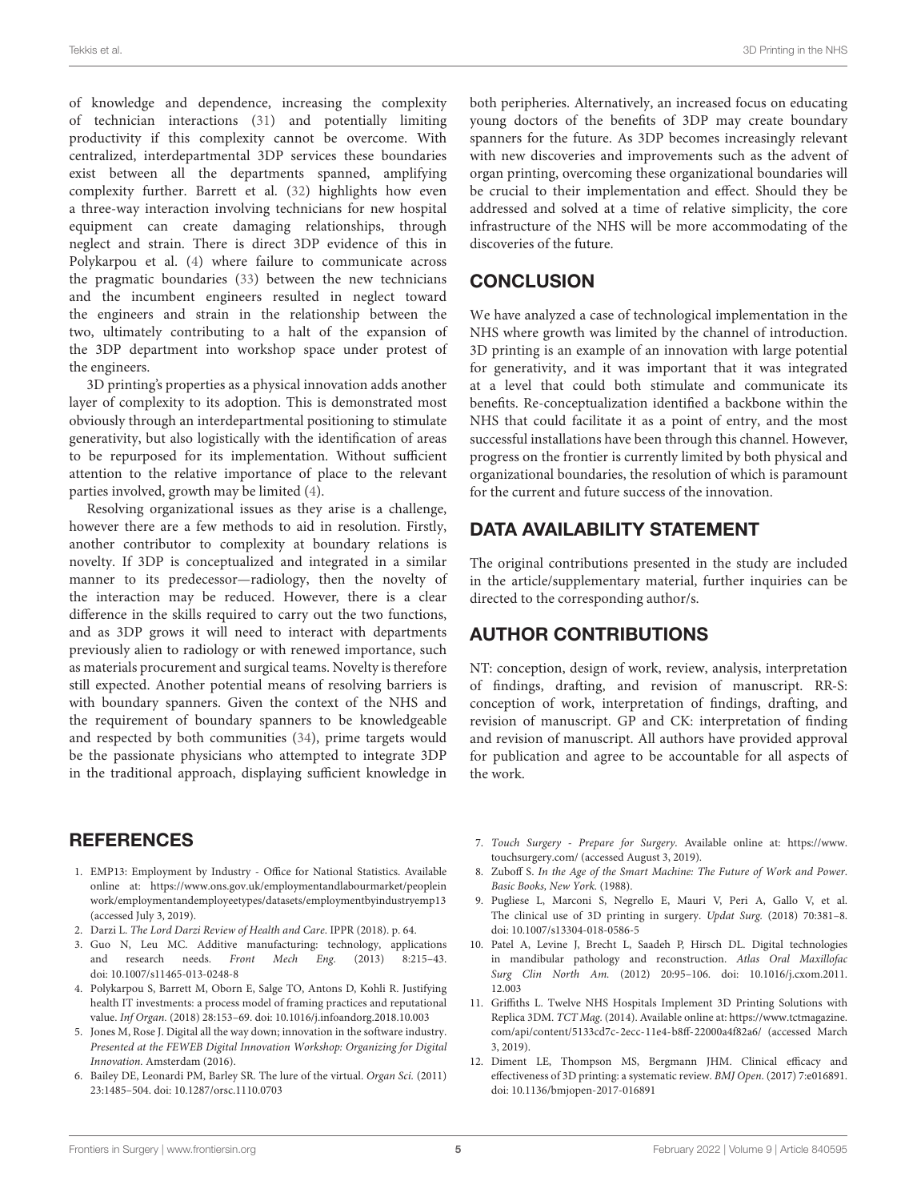of knowledge and dependence, increasing the complexity of technician interactions (31) and potentially limiting productivity if this complexity cannot be overcome. With centralized, interdepartmental 3DP services these boundaries exist between all the departments spanned, amplifying complexity further. Barrett et al. (32) highlights how even a three-way interaction involving technicians for new hospital equipment can create damaging relationships, through neglect and strain. There is direct 3DP evidence of this in Polykarpou et al. (4) where failure to communicate across the pragmatic boundaries (33) between the new technicians and the incumbent engineers resulted in neglect toward the engineers and strain in the relationship between the two, ultimately contributing to a halt of the expansion of the 3DP department into workshop space under protest of the engineers.

3D printing's properties as a physical innovation adds another layer of complexity to its adoption. This is demonstrated most obviously through an interdepartmental positioning to stimulate generativity, but also logistically with the identification of areas to be repurposed for its implementation. Without sufficient attention to the relative importance of place to the relevant parties involved, growth may be limited (4).

Resolving organizational issues as they arise is a challenge, however there are a few methods to aid in resolution. Firstly, another contributor to complexity at boundary relations is novelty. If 3DP is conceptualized and integrated in a similar manner to its predecessor—radiology, then the novelty of the interaction may be reduced. However, there is a clear difference in the skills required to carry out the two functions, and as 3DP grows it will need to interact with departments previously alien to radiology or with renewed importance, such as materials procurement and surgical teams. Novelty is therefore still expected. Another potential means of resolving barriers is with boundary spanners. Given the context of the NHS and the requirement of boundary spanners to be knowledgeable and respected by both communities (34), prime targets would be the passionate physicians who attempted to integrate 3DP in the traditional approach, displaying sufficient knowledge in both peripheries. Alternatively, an increased focus on educating young doctors of the benefits of 3DP may create boundary spanners for the future. As 3DP becomes increasingly relevant with new discoveries and improvements such as the advent of organ printing, overcoming these organizational boundaries will be crucial to their implementation and effect. Should they be addressed and solved at a time of relative simplicity, the core infrastructure of the NHS will be more accommodating of the discoveries of the future.

## CONCLUSION

We have analyzed a case of technological implementation in the NHS where growth was limited by the channel of introduction. 3D printing is an example of an innovation with large potential for generativity, and it was important that it was integrated at a level that could both stimulate and communicate its benefits. Re-conceptualization identified a backbone within the NHS that could facilitate it as a point of entry, and the most successful installations have been through this channel. However, progress on the frontier is currently limited by both physical and organizational boundaries, the resolution of which is paramount for the current and future success of the innovation.

## DATA AVAILABILITY STATEMENT

The original contributions presented in the study are included in the article/supplementary material, further inquiries can be directed to the corresponding author/s.

## AUTHOR CONTRIBUTIONS

NT: conception, design of work, review, analysis, interpretation of findings, drafting, and revision of manuscript. RR-S: conception of work, interpretation of findings, drafting, and revision of manuscript. GP and CK: interpretation of finding and revision of manuscript. All authors have provided approval for publication and agree to be accountable for all aspects of the work.

## REFERENCES

1. EMP13: Employment by Industry - Office for National Statistics. Available online at: https://www.ons.gov.uk/employmentandlabourmarket/peopleinwork/employmentandemployeetypes/datasets/employmentbyindustryemp13 (accessed July 3, 2019).
2. Darzi L. *The Lord Darzi Review of Health and Care*. IPPR (2018). p. 64.
3. Guo N, Leu MC. Additive manufacturing: technology, applications and research needs. *Front Mech Eng.* (2013) 8:215–43. doi: 10.1007/s11465-013-0248-8
4. Polykarpou S, Barrett M, Oborn E, Salge TO, Antons D, Kohli R. Justifying health IT investments: a process model of framing practices and reputational value. *Inf Organ.* (2018) 28:153–69. doi: 10.1016/j.infoandorg.2018.10.003
5. Jones M, Rose J. Digital all the way down; innovation in the software industry. *Presented at the FEWEB Digital Innovation Workshop: Organizing for Digital Innovation.* Amsterdam (2016).
6. Bailey DE, Leonardi PM, Barley SR. The lure of the virtual. *Organ Sci.* (2011) 23:1485–504. doi: 10.1287/orsc.1110.0703
7. *Touch Surgery - Prepare for Surgery*. Available online at: https://www.touchsurgery.com/ (accessed August 3, 2019).
8. Zuboff S. *In the Age of the Smart Machine: The Future of Work and Power*. *Basic Books, New York.* (1988).
9. Pugliese L, Marconi S, Negrello E, Mauri V, Peri A, Gallo V, et al. The clinical use of 3D printing in surgery. *Updat Surg.* (2018) 70:381–8. doi: 10.1007/s13304-018-0586-5
10. Patel A, Levine J, Brecht L, Saadeh P, Hirsch DL. Digital technologies in mandibular pathology and reconstruction. *Atlas Oral Maxillofac Surg Clin North Am.* (2012) 20:95–106. doi: 10.1016/j.cxom.2011.12.003
11. Griffiths L. Twelve NHS Hospitals Implement 3D Printing Solutions with Replica 3DM. *TCT Mag.* (2014). Available online at: https://www.tctmagazine.com/api/content/5133cd7c-2ecc-11e4-b8ff-22000a4f82a6/ (accessed March 3, 2019).
12. Diment LE, Thompson MS, Bergmann JHM. Clinical efficacy and effectiveness of 3D printing: a systematic review. *BMJ Open.* (2017) 7:e016891. doi: 10.1136/bmjopen-2017-016891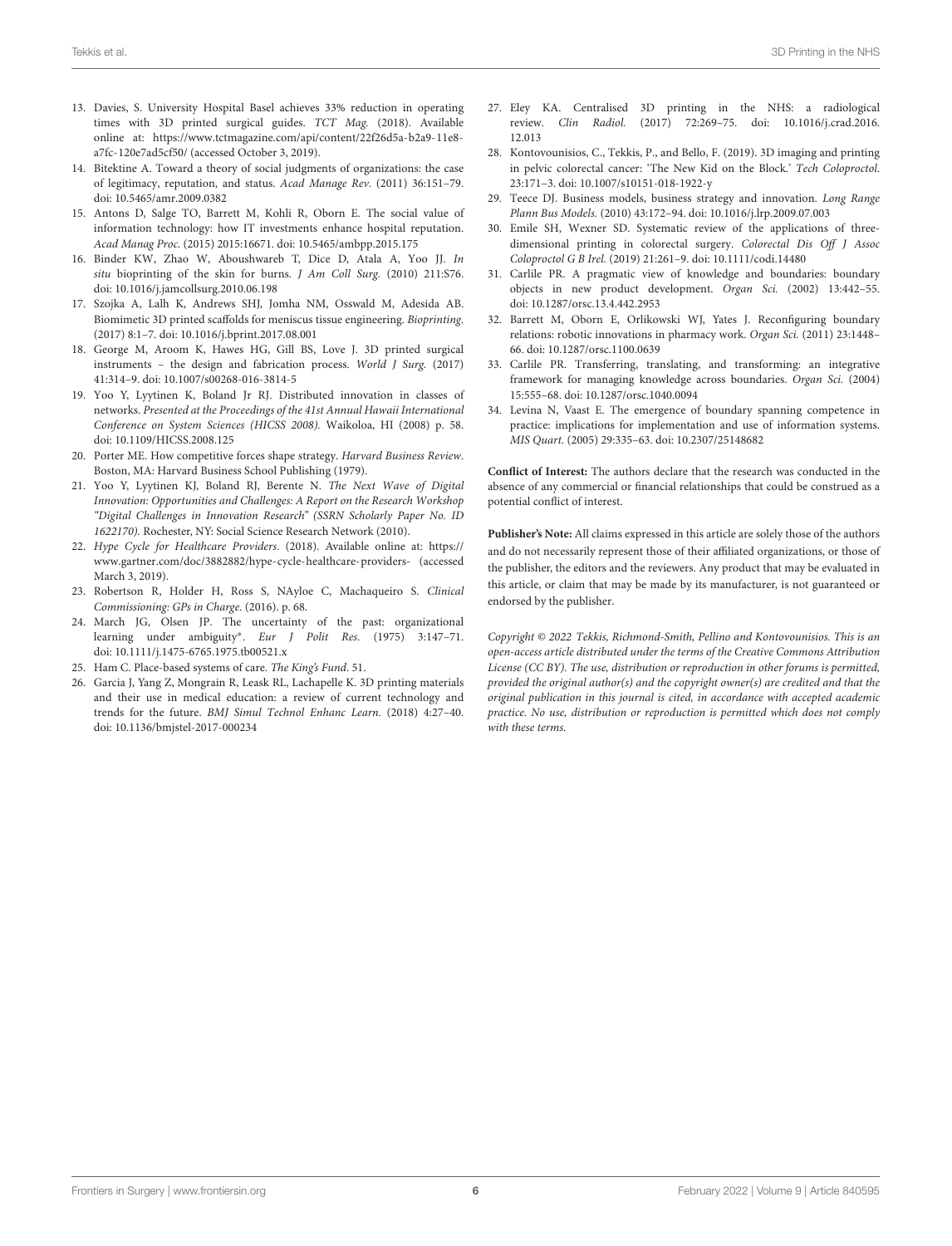13. Davies, S. University Hospital Basel achieves 33% reduction in operating times with 3D printed surgical guides. *TCT Mag.* (2018). Available online at: https://www.tctmagazine.com/api/content/22f26d5a-b2a9-11e8-a7fc-120e7ad5cf50/ (accessed October 3, 2019).
14. Bitektine A. Toward a theory of social judgments of organizations: the case of legitimacy, reputation, and status. *Acad Manage Rev.* (2011) 36:151–79. doi: 10.5465/amr.2009.0382
15. Antons D, Salge TO, Barrett M, Kohli R, Oborn E. The social value of information technology: how IT investments enhance hospital reputation. *Acad Manag Proc.* (2015) 2015:16671. doi: 10.5465/ambpp.2015.175
16. Binder KW, Zhao W, Aboushwareb T, Dice D, Atala A, Yoo JJ. *In situ* bioprinting of the skin for burns. *J Am Coll Surg.* (2010) 211:S76. doi: 10.1016/j.jamcollsurg.2010.06.198
17. Szojka A, Lalh K, Andrews SHJ, Jomha NM, Osswald M, Adesida AB. Biomimetic 3D printed scaffolds for meniscus tissue engineering. *Bioprinting.* (2017) 8:1–7. doi: 10.1016/j.bprint.2017.08.001
18. George M, Aroom K, Hawes HG, Gill BS, Love J. 3D printed surgical instruments – the design and fabrication process. *World J Surg.* (2017) 41:314–9. doi: 10.1007/s00268-016-3814-5
19. Yoo Y, Lyytinen K, Boland Jr RJ. Distributed innovation in classes of networks. *Presented at the Proceedings of the 41st Annual Hawaii International Conference on System Sciences (HICSS 2008).* Waikoloa, HI (2008) p. 58. doi: 10.1109/HICSS.2008.125
20. Porter ME. How competitive forces shape strategy. *Harvard Business Review*. Boston, MA: Harvard Business School Publishing (1979).
21. Yoo Y, Lyytinen KJ, Boland RJ, Berente N. *The Next Wave of Digital Innovation: Opportunities and Challenges: A Report on the Research Workshop "Digital Challenges in Innovation Research" (SSRN Scholarly Paper No. ID 1622170).* Rochester, NY: Social Science Research Network (2010).
22. *Hype Cycle for Healthcare Providers*. (2018). Available online at: https://www.gartner.com/doc/3882882/hype-cycle-healthcare-providers- (accessed March 3, 2019).
23. Robertson R, Holder H, Ross S, NAyloe C, Machaqueiro S. *Clinical Commissioning: GPs in Charge.* (2016). p. 68.
24. March JG, Olsen JP. The uncertainty of the past: organizational learning under ambiguity*. *Eur J Polit Res.* (1975) 3:147–71. doi: 10.1111/j.1475-6765.1975.tb00521.x
25. Ham C. Place-based systems of care. *The King's Fund*. 51.
26. Garcia J, Yang Z, Mongrain R, Leask RL, Lachapelle K. 3D printing materials and their use in medical education: a review of current technology and trends for the future. *BMJ Simul Technol Enhanc Learn.* (2018) 4:27–40. doi: 10.1136/bmjstel-2017-000234
27. Eley KA. Centralised 3D printing in the NHS: a radiological review. *Clin Radiol.* (2017) 72:269–75. doi: 10.1016/j.crad.2016.12.013
28. Kontovounisios, C., Tekkis, P., and Bello, F. (2019). 3D imaging and printing in pelvic colorectal cancer: 'The New Kid on the Block.' *Tech Coloproctol.* 23:171–3. doi: 10.1007/s10151-018-1922-y
29. Teece DJ. Business models, business strategy and innovation. *Long Range Plann Bus Models.* (2010) 43:172–94. doi: 10.1016/j.lrp.2009.07.003
30. Emile SH, Wexner SD. Systematic review of the applications of three-dimensional printing in colorectal surgery. *Colorectal Dis Off J Assoc Coloproctol G B Irel.* (2019) 21:261–9. doi: 10.1111/codi.14480
31. Carlile PR. A pragmatic view of knowledge and boundaries: boundary objects in new product development. *Organ Sci.* (2002) 13:442–55. doi: 10.1287/orsc.13.4.442.2953
32. Barrett M, Oborn E, Orlikowski WJ, Yates J. Reconfiguring boundary relations: robotic innovations in pharmacy work. *Organ Sci.* (2011) 23:1448–66. doi: 10.1287/orsc.1100.0639
33. Carlile PR. Transferring, translating, and transforming: an integrative framework for managing knowledge across boundaries. *Organ Sci.* (2004) 15:555–68. doi: 10.1287/orsc.1040.0094
34. Levina N, Vaast E. The emergence of boundary spanning competence in practice: implications for implementation and use of information systems. *MIS Quart.* (2005) 29:335–63. doi: 10.2307/25148682

**Conflict of Interest:** The authors declare that the research was conducted in the absence of any commercial or financial relationships that could be construed as a potential conflict of interest.

**Publisher's Note:** All claims expressed in this article are solely those of the authors and do not necessarily represent those of their affiliated organizations, or those of the publisher, the editors and the reviewers. Any product that may be evaluated in this article, or claim that may be made by its manufacturer, is not guaranteed or endorsed by the publisher.

*Copyright © 2022 Tekkis, Richmond-Smith, Pellino and Kontovounisios. This is an open-access article distributed under the terms of the Creative Commons Attribution License (CC BY). The use, distribution or reproduction in other forums is permitted, provided the original author(s) and the copyright owner(s) are credited and that the original publication in this journal is cited, in accordance with accepted academic practice. No use, distribution or reproduction is permitted which does not comply with these terms.*